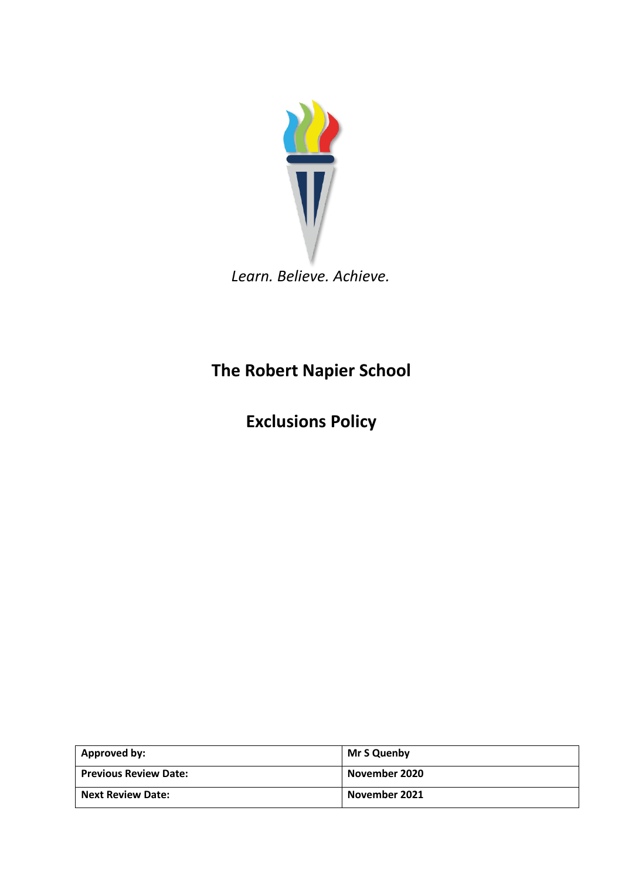*Learn. Believe. Achieve.*

# The Robert Napier School

# Exclusions Policy

| **Approved by:** | **Mr S Quenby** |
|---|---|
| **Previous Review Date:** | **November 2020** |
| **Next Review Date:** | **November 2021** |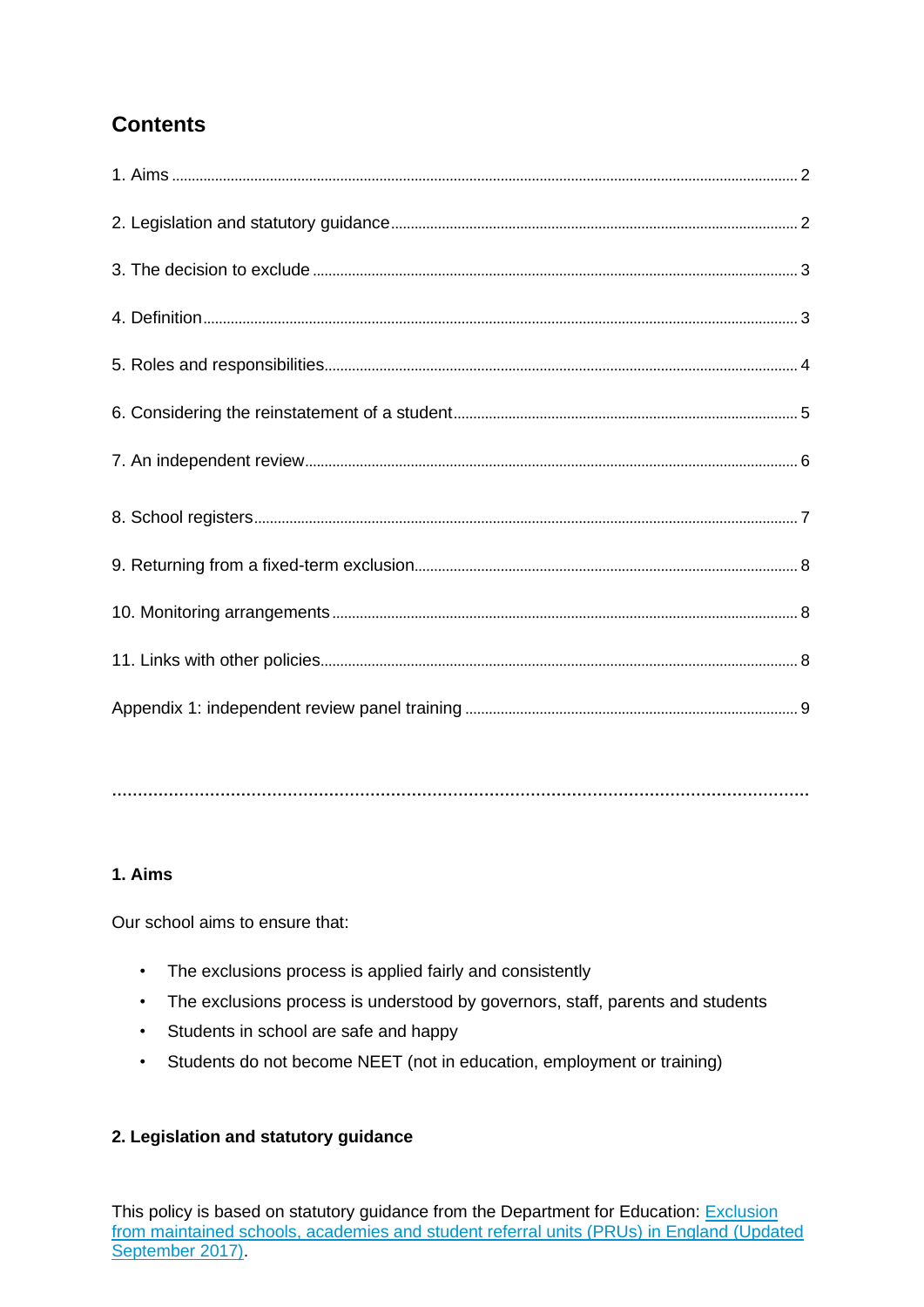## Contents

1. Aims ........................................................................................................................ 2

2. Legislation and statutory guidance ......................................................................... 2

3. The decision to exclude ........................................................................................... 3

4. Definition .................................................................................................................. 3

5. Roles and responsibilities ......................................................................................... 4

6. Considering the reinstatement of a student ............................................................. 5

7. An independent review ............................................................................................. 6

8. School registers ........................................................................................................ 7

9. Returning from a fixed-term exclusion ...................................................................... 8

10. Monitoring arrangements ........................................................................................ 8

11. Links with other policies .......................................................................................... 8

Appendix 1: independent review panel training ............................................................ 9

---

### 1. Aims

Our school aims to ensure that:

- The exclusions process is applied fairly and consistently
- The exclusions process is understood by governors, staff, parents and students
- Students in school are safe and happy
- Students do not become NEET (not in education, employment or training)

### 2. Legislation and statutory guidance

This policy is based on statutory guidance from the Department for Education: Exclusion from maintained schools, academies and student referral units (PRUs) in England (Updated September 2017).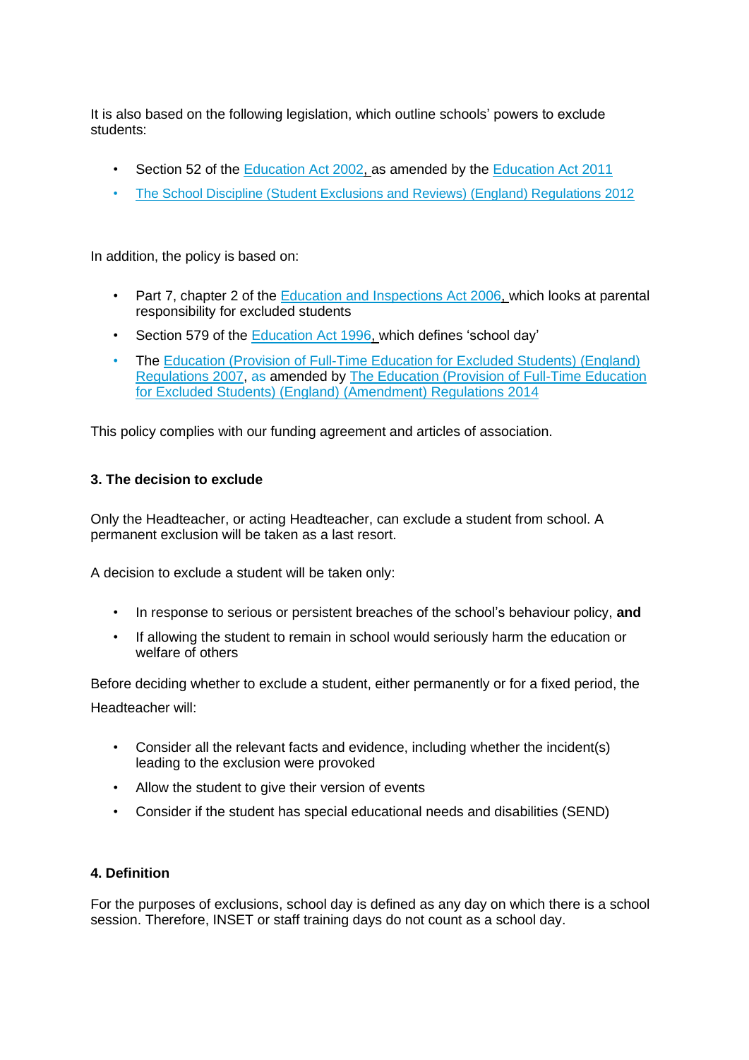It is also based on the following legislation, which outline schools' powers to exclude students:

- Section 52 of the Education Act 2002, as amended by the Education Act 2011
- The School Discipline (Student Exclusions and Reviews) (England) Regulations 2012

In addition, the policy is based on:

- Part 7, chapter 2 of the Education and Inspections Act 2006, which looks at parental responsibility for excluded students
- Section 579 of the Education Act 1996, which defines 'school day'
- The Education (Provision of Full-Time Education for Excluded Students) (England) Regulations 2007, as amended by The Education (Provision of Full-Time Education for Excluded Students) (England) (Amendment) Regulations 2014

This policy complies with our funding agreement and articles of association.

**3. The decision to exclude**

Only the Headteacher, or acting Headteacher, can exclude a student from school. A permanent exclusion will be taken as a last resort.

A decision to exclude a student will be taken only:

- In response to serious or persistent breaches of the school's behaviour policy, **and**
- If allowing the student to remain in school would seriously harm the education or welfare of others

Before deciding whether to exclude a student, either permanently or for a fixed period, the Headteacher will:

- Consider all the relevant facts and evidence, including whether the incident(s) leading to the exclusion were provoked
- Allow the student to give their version of events
- Consider if the student has special educational needs and disabilities (SEND)

**4. Definition**

For the purposes of exclusions, school day is defined as any day on which there is a school session. Therefore, INSET or staff training days do not count as a school day.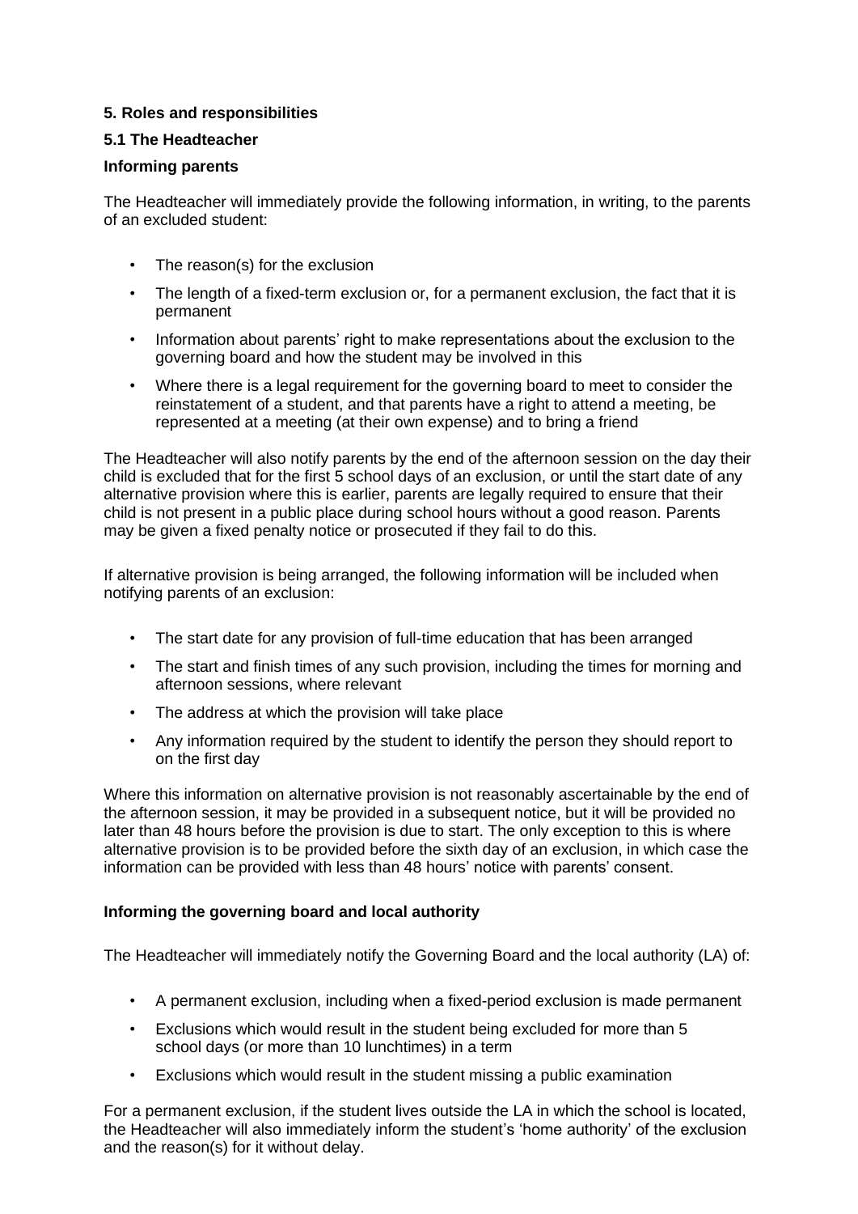## 5. Roles and responsibilities

### 5.1 The Headteacher

**Informing parents**

The Headteacher will immediately provide the following information, in writing, to the parents of an excluded student:

- The reason(s) for the exclusion
- The length of a fixed-term exclusion or, for a permanent exclusion, the fact that it is permanent
- Information about parents' right to make representations about the exclusion to the governing board and how the student may be involved in this
- Where there is a legal requirement for the governing board to meet to consider the reinstatement of a student, and that parents have a right to attend a meeting, be represented at a meeting (at their own expense) and to bring a friend

The Headteacher will also notify parents by the end of the afternoon session on the day their child is excluded that for the first 5 school days of an exclusion, or until the start date of any alternative provision where this is earlier, parents are legally required to ensure that their child is not present in a public place during school hours without a good reason. Parents may be given a fixed penalty notice or prosecuted if they fail to do this.

If alternative provision is being arranged, the following information will be included when notifying parents of an exclusion:

- The start date for any provision of full-time education that has been arranged
- The start and finish times of any such provision, including the times for morning and afternoon sessions, where relevant
- The address at which the provision will take place
- Any information required by the student to identify the person they should report to on the first day

Where this information on alternative provision is not reasonably ascertainable by the end of the afternoon session, it may be provided in a subsequent notice, but it will be provided no later than 48 hours before the provision is due to start. The only exception to this is where alternative provision is to be provided before the sixth day of an exclusion, in which case the information can be provided with less than 48 hours' notice with parents' consent.

**Informing the governing board and local authority**

The Headteacher will immediately notify the Governing Board and the local authority (LA) of:

- A permanent exclusion, including when a fixed-period exclusion is made permanent
- Exclusions which would result in the student being excluded for more than 5 school days (or more than 10 lunchtimes) in a term
- Exclusions which would result in the student missing a public examination

For a permanent exclusion, if the student lives outside the LA in which the school is located, the Headteacher will also immediately inform the student's 'home authority' of the exclusion and the reason(s) for it without delay.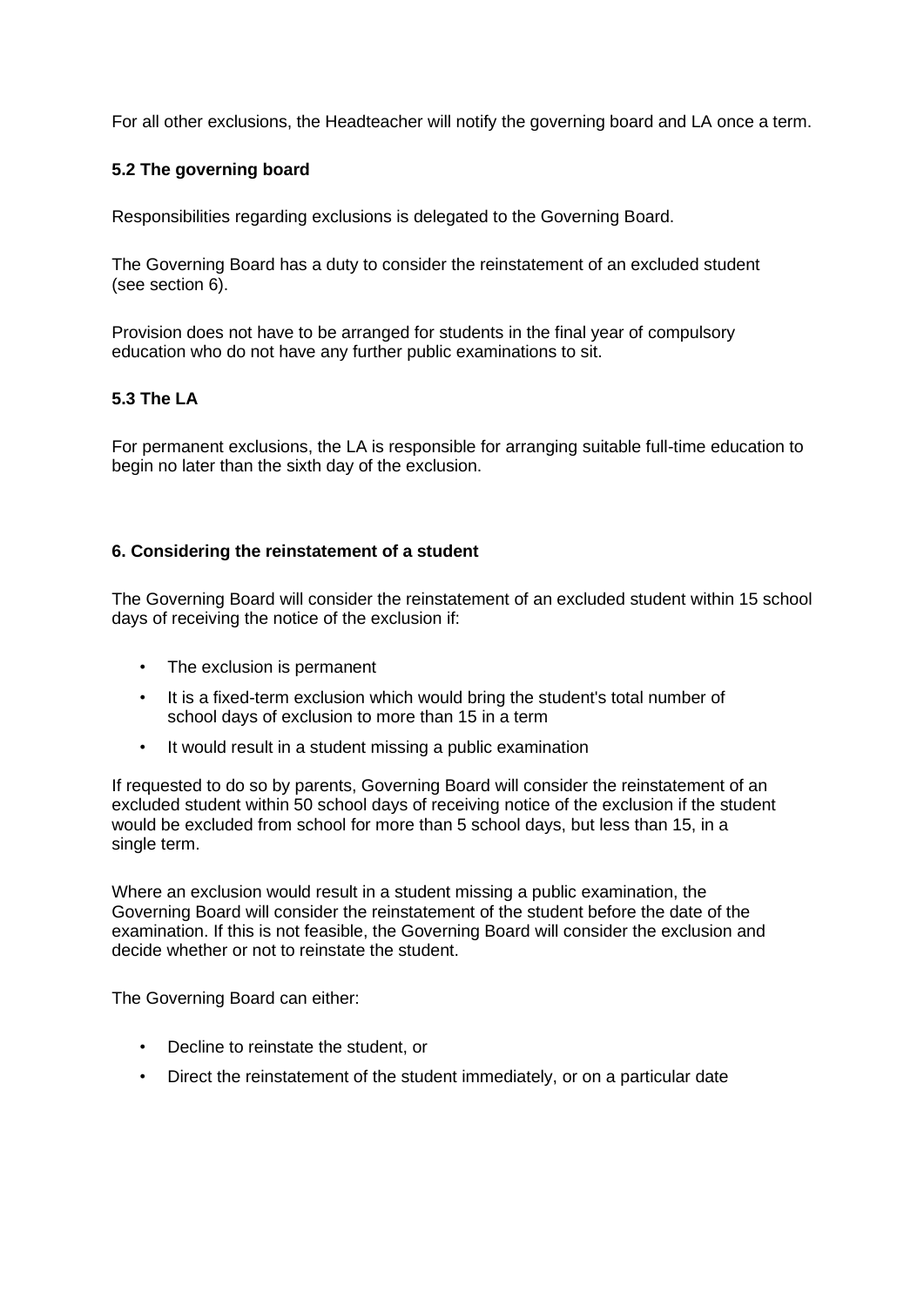For all other exclusions, the Headteacher will notify the governing board and LA once a term.

### 5.2 The governing board

Responsibilities regarding exclusions is delegated to the Governing Board.

The Governing Board has a duty to consider the reinstatement of an excluded student (see section 6).

Provision does not have to be arranged for students in the final year of compulsory education who do not have any further public examinations to sit.

### 5.3 The LA

For permanent exclusions, the LA is responsible for arranging suitable full-time education to begin no later than the sixth day of the exclusion.

## 6. Considering the reinstatement of a student

The Governing Board will consider the reinstatement of an excluded student within 15 school days of receiving the notice of the exclusion if:

- The exclusion is permanent
- It is a fixed-term exclusion which would bring the student's total number of school days of exclusion to more than 15 in a term
- It would result in a student missing a public examination

If requested to do so by parents, Governing Board will consider the reinstatement of an excluded student within 50 school days of receiving notice of the exclusion if the student would be excluded from school for more than 5 school days, but less than 15, in a single term.

Where an exclusion would result in a student missing a public examination, the Governing Board will consider the reinstatement of the student before the date of the examination. If this is not feasible, the Governing Board will consider the exclusion and decide whether or not to reinstate the student.

The Governing Board can either:

- Decline to reinstate the student, or
- Direct the reinstatement of the student immediately, or on a particular date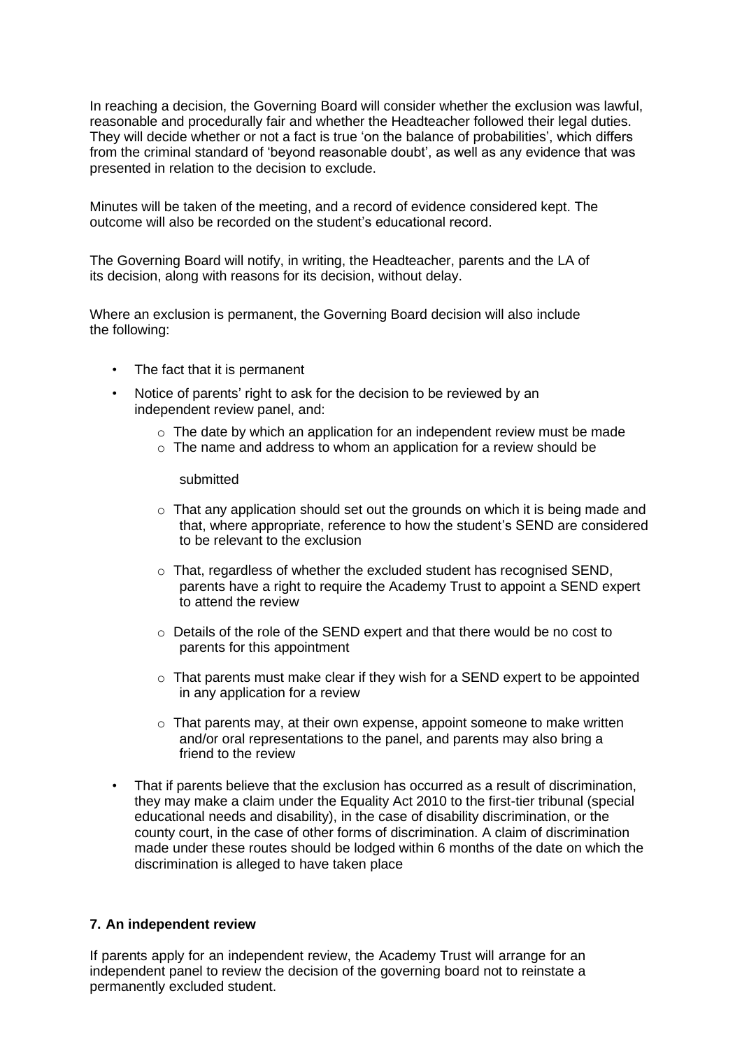In reaching a decision, the Governing Board will consider whether the exclusion was lawful, reasonable and procedurally fair and whether the Headteacher followed their legal duties. They will decide whether or not a fact is true 'on the balance of probabilities', which differs from the criminal standard of 'beyond reasonable doubt', as well as any evidence that was presented in relation to the decision to exclude.

Minutes will be taken of the meeting, and a record of evidence considered kept. The outcome will also be recorded on the student's educational record.

The Governing Board will notify, in writing, the Headteacher, parents and the LA of its decision, along with reasons for its decision, without delay.

Where an exclusion is permanent, the Governing Board decision will also include the following:

- The fact that it is permanent
- Notice of parents' right to ask for the decision to be reviewed by an independent review panel, and:
  - The date by which an application for an independent review must be made
  - The name and address to whom an application for a review should be submitted
  - That any application should set out the grounds on which it is being made and that, where appropriate, reference to how the student's SEND are considered to be relevant to the exclusion
  - That, regardless of whether the excluded student has recognised SEND, parents have a right to require the Academy Trust to appoint a SEND expert to attend the review
  - Details of the role of the SEND expert and that there would be no cost to parents for this appointment
  - That parents must make clear if they wish for a SEND expert to be appointed in any application for a review
  - That parents may, at their own expense, appoint someone to make written and/or oral representations to the panel, and parents may also bring a friend to the review
- That if parents believe that the exclusion has occurred as a result of discrimination, they may make a claim under the Equality Act 2010 to the first-tier tribunal (special educational needs and disability), in the case of disability discrimination, or the county court, in the case of other forms of discrimination. A claim of discrimination made under these routes should be lodged within 6 months of the date on which the discrimination is alleged to have taken place

## 7. An independent review

If parents apply for an independent review, the Academy Trust will arrange for an independent panel to review the decision of the governing board not to reinstate a permanently excluded student.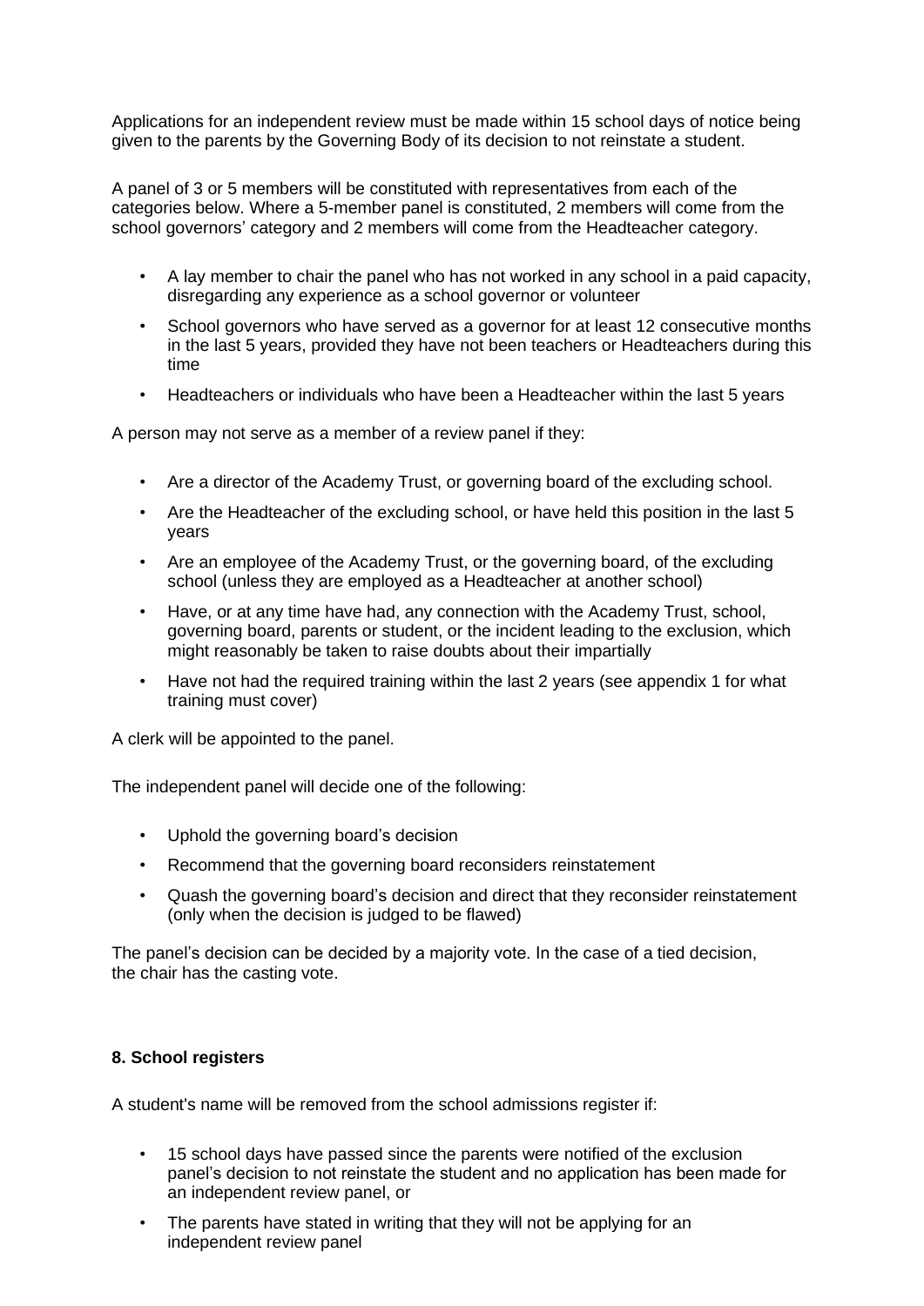Applications for an independent review must be made within 15 school days of notice being given to the parents by the Governing Body of its decision to not reinstate a student.

A panel of 3 or 5 members will be constituted with representatives from each of the categories below. Where a 5-member panel is constituted, 2 members will come from the school governors' category and 2 members will come from the Headteacher category.

- A lay member to chair the panel who has not worked in any school in a paid capacity, disregarding any experience as a school governor or volunteer
- School governors who have served as a governor for at least 12 consecutive months in the last 5 years, provided they have not been teachers or Headteachers during this time
- Headteachers or individuals who have been a Headteacher within the last 5 years

A person may not serve as a member of a review panel if they:

- Are a director of the Academy Trust, or governing board of the excluding school.
- Are the Headteacher of the excluding school, or have held this position in the last 5 years
- Are an employee of the Academy Trust, or the governing board, of the excluding school (unless they are employed as a Headteacher at another school)
- Have, or at any time have had, any connection with the Academy Trust, school, governing board, parents or student, or the incident leading to the exclusion, which might reasonably be taken to raise doubts about their impartially
- Have not had the required training within the last 2 years (see appendix 1 for what training must cover)

A clerk will be appointed to the panel.

The independent panel will decide one of the following:

- Uphold the governing board's decision
- Recommend that the governing board reconsiders reinstatement
- Quash the governing board's decision and direct that they reconsider reinstatement (only when the decision is judged to be flawed)

The panel's decision can be decided by a majority vote. In the case of a tied decision, the chair has the casting vote.

**8. School registers**

A student's name will be removed from the school admissions register if:

- 15 school days have passed since the parents were notified of the exclusion panel's decision to not reinstate the student and no application has been made for an independent review panel, or
- The parents have stated in writing that they will not be applying for an independent review panel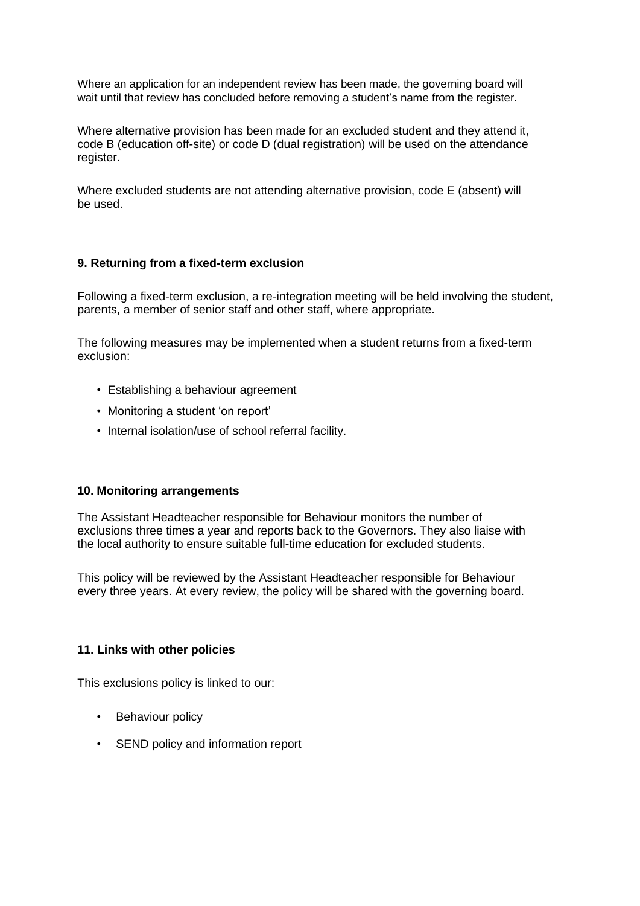Where an application for an independent review has been made, the governing board will wait until that review has concluded before removing a student's name from the register.

Where alternative provision has been made for an excluded student and they attend it, code B (education off-site) or code D (dual registration) will be used on the attendance register.

Where excluded students are not attending alternative provision, code E (absent) will be used.

### 9. Returning from a fixed-term exclusion

Following a fixed-term exclusion, a re-integration meeting will be held involving the student, parents, a member of senior staff and other staff, where appropriate.

The following measures may be implemented when a student returns from a fixed-term exclusion:

- Establishing a behaviour agreement
- Monitoring a student 'on report'
- Internal isolation/use of school referral facility.

### 10. Monitoring arrangements

The Assistant Headteacher responsible for Behaviour monitors the number of exclusions three times a year and reports back to the Governors. They also liaise with the local authority to ensure suitable full-time education for excluded students.

This policy will be reviewed by the Assistant Headteacher responsible for Behaviour every three years. At every review, the policy will be shared with the governing board.

### 11. Links with other policies

This exclusions policy is linked to our:

- Behaviour policy
- SEND policy and information report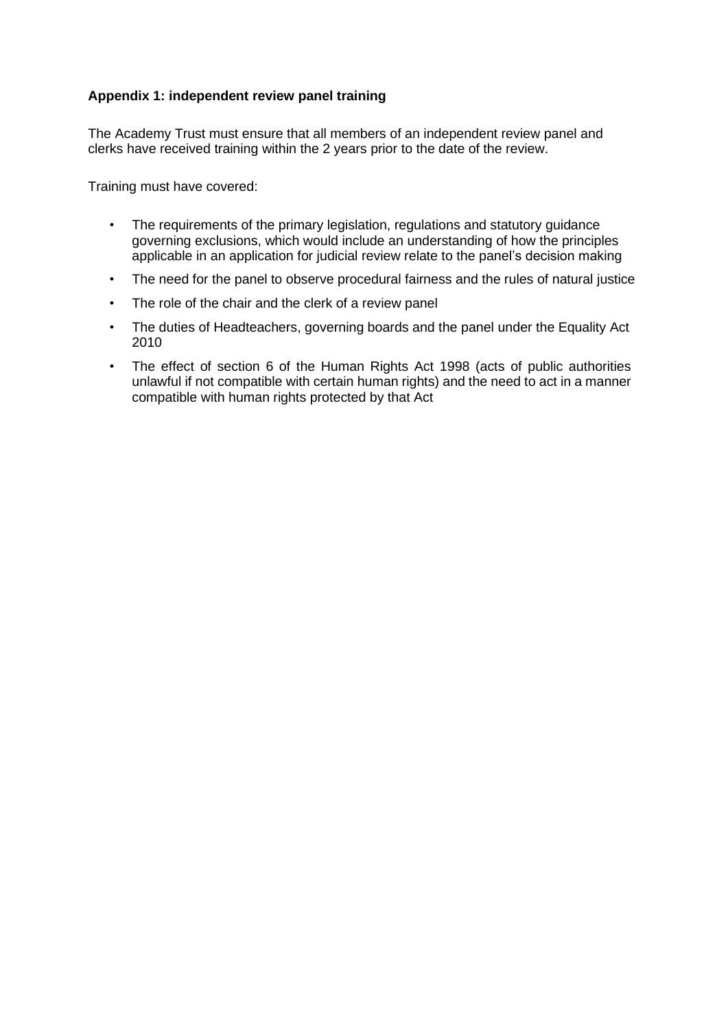**Appendix 1: independent review panel training**

The Academy Trust must ensure that all members of an independent review panel and clerks have received training within the 2 years prior to the date of the review.

Training must have covered:

- The requirements of the primary legislation, regulations and statutory guidance governing exclusions, which would include an understanding of how the principles applicable in an application for judicial review relate to the panel's decision making
- The need for the panel to observe procedural fairness and the rules of natural justice
- The role of the chair and the clerk of a review panel
- The duties of Headteachers, governing boards and the panel under the Equality Act 2010
- The effect of section 6 of the Human Rights Act 1998 (acts of public authorities unlawful if not compatible with certain human rights) and the need to act in a manner compatible with human rights protected by that Act